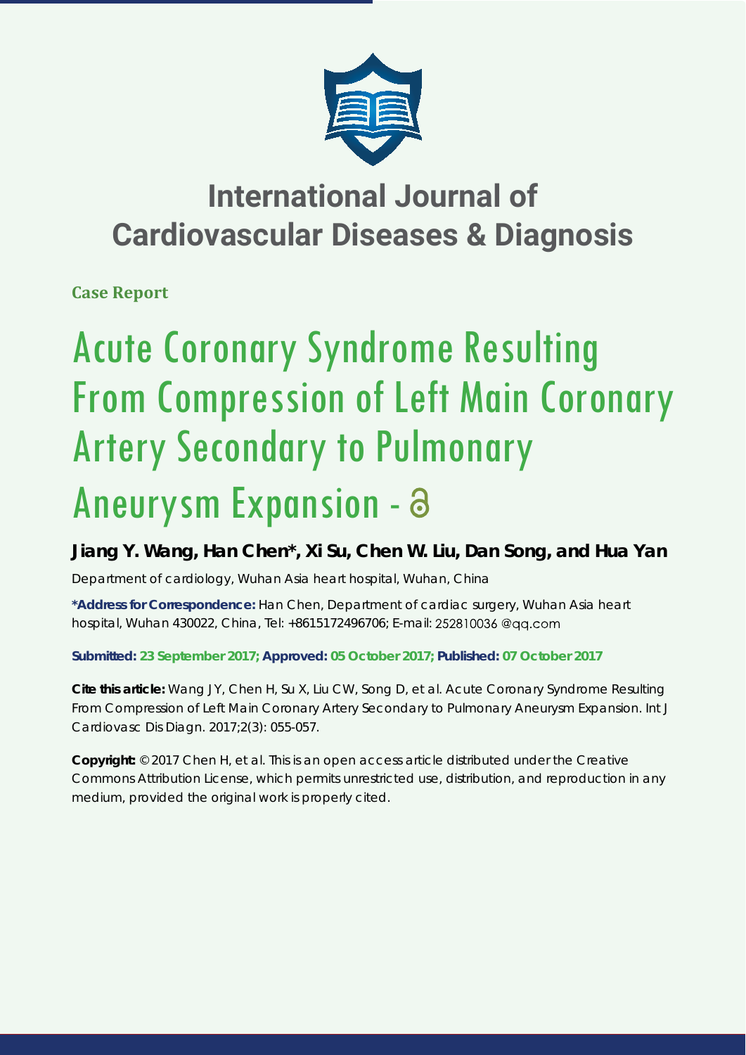# International Journal of Cardiovascular Diseases & Diagnosis

**Case Report**

# Acute Coronary Syndrome Resulting From Compression of Left Main Coronary Artery Secondary to Pulmonary Aneurysm Expansion -

**Jiang Y. Wang, Han Chen*, Xi Su, Chen W. Liu, Dan Song, and Hua Yan**

Department of cardiology, Wuhan Asia heart hospital, Wuhan, China

**\*Address for Correspondence:** Han Chen, Department of cardiac surgery, Wuhan Asia heart hospital, Wuhan 430022, China, Tel: +8615172496706; E-mail: 252810036 @qq.com

**Submitted: 23 September 2017; Approved: 05 October 2017; Published: 07 October 2017**

**Cite this article:** Wang JY, Chen H, Su X, Liu CW, Song D, et al. Acute Coronary Syndrome Resulting From Compression of Left Main Coronary Artery Secondary to Pulmonary Aneurysm Expansion. Int J Cardiovasc Dis Diagn. 2017;2(3): 055-057.

**Copyright:** © 2017 Chen H, et al. This is an open access article distributed under the Creative Commons Attribution License, which permits unrestricted use, distribution, and reproduction in any medium, provided the original work is properly cited.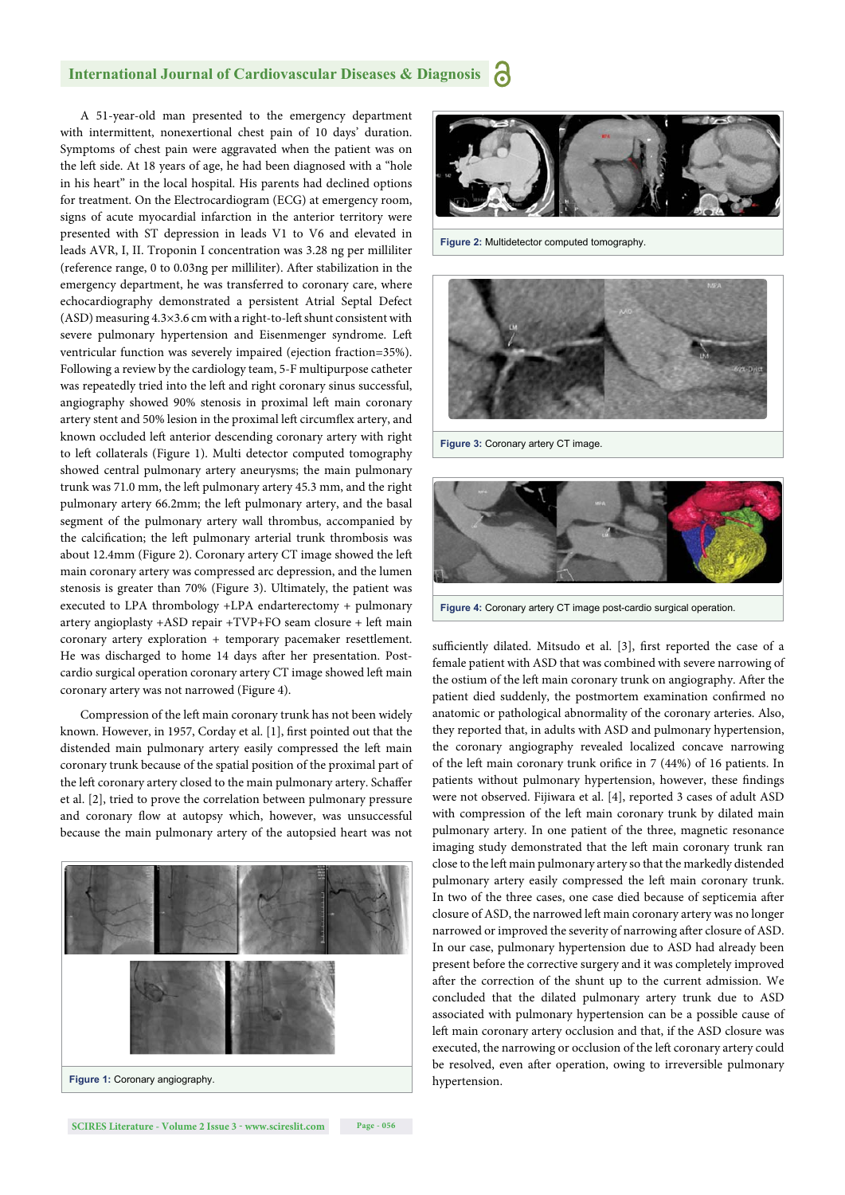A 51-year-old man presented to the emergency department with intermittent, nonexertional chest pain of 10 days' duration. Symptoms of chest pain were aggravated when the patient was on the left side. At 18 years of age, he had been diagnosed with a "hole in his heart" in the local hospital. His parents had declined options for treatment. On the Electrocardiogram (ECG) at emergency room, signs of acute myocardial infarction in the anterior territory were presented with ST depression in leads V1 to V6 and elevated in leads AVR, I, II. Troponin I concentration was 3.28 ng per milliliter (reference range, 0 to 0.03ng per milliliter). After stabilization in the emergency department, he was transferred to coronary care, where echocardiography demonstrated a persistent Atrial Septal Defect (ASD) measuring 4.3×3.6 cm with a right-to-left shunt consistent with severe pulmonary hypertension and Eisenmenger syndrome. Left ventricular function was severely impaired (ejection fraction=35%). Following a review by the cardiology team, 5-F multipurpose catheter was repeatedly tried into the left and right coronary sinus successful, angiography showed 90% stenosis in proximal left main coronary artery stent and 50% lesion in the proximal left circumflex artery, and known occluded left anterior descending coronary artery with right to left collaterals (Figure 1). Multi detector computed tomography showed central pulmonary artery aneurysms; the main pulmonary trunk was 71.0 mm, the left pulmonary artery 45.3 mm, and the right pulmonary artery 66.2mm; the left pulmonary artery, and the basal segment of the pulmonary artery wall thrombus, accompanied by the calcification; the left pulmonary arterial trunk thrombosis was about 12.4mm (Figure 2). Coronary artery CT image showed the left main coronary artery was compressed arc depression, and the lumen stenosis is greater than 70% (Figure 3). Ultimately, the patient was executed to LPA thrombology +LPA endarterectomy + pulmonary artery angioplasty +ASD repair +TVP+FO seam closure + left main coronary artery exploration + temporary pacemaker resettlement. He was discharged to home 14 days after her presentation. Post-cardio surgical operation coronary artery CT image showed left main coronary artery was not narrowed (Figure 4).

Compression of the left main coronary trunk has not been widely known. However, in 1957, Corday et al. [1], first pointed out that the distended main pulmonary artery easily compressed the left main coronary trunk because of the spatial position of the proximal part of the left coronary artery closed to the main pulmonary artery. Schaffer et al. [2], tried to prove the correlation between pulmonary pressure and coronary flow at autopsy which, however, was unsuccessful because the main pulmonary artery of the autopsied heart was not sufficiently dilated. Mitsudo et al. [3], first reported the case of a female patient with ASD that was combined with severe narrowing of the ostium of the left main coronary trunk on angiography. After the patient died suddenly, the postmortem examination confirmed no anatomic or pathological abnormality of the coronary arteries. Also, they reported that, in adults with ASD and pulmonary hypertension, the coronary angiography revealed localized concave narrowing of the left main coronary trunk orifice in 7 (44%) of 16 patients. In patients without pulmonary hypertension, however, these findings were not observed. Fijiwara et al. [4], reported 3 cases of adult ASD with compression of the left main coronary trunk by dilated main pulmonary artery. In one patient of the three, magnetic resonance imaging study demonstrated that the left main coronary trunk ran close to the left main pulmonary artery so that the markedly distended pulmonary artery easily compressed the left main coronary trunk. In two of the three cases, one case died because of septicemia after closure of ASD, the narrowed left main coronary artery was no longer narrowed or improved the severity of narrowing after closure of ASD. In our case, pulmonary hypertension due to ASD had already been present before the corrective surgery and it was completely improved after the correction of the shunt up to the current admission. We concluded that the dilated pulmonary artery trunk due to ASD associated with pulmonary hypertension can be a possible cause of left main coronary artery occlusion and that, if the ASD closure was executed, the narrowing or occlusion of the left coronary artery could be resolved, even after operation, owing to irreversible pulmonary hypertension.

**Figure 1:** Coronary angiography.

**Figure 2:** Multidetector computed tomography.

**Figure 3:** Coronary artery CT image.

**Figure 4:** Coronary artery CT image post-cardio surgical operation.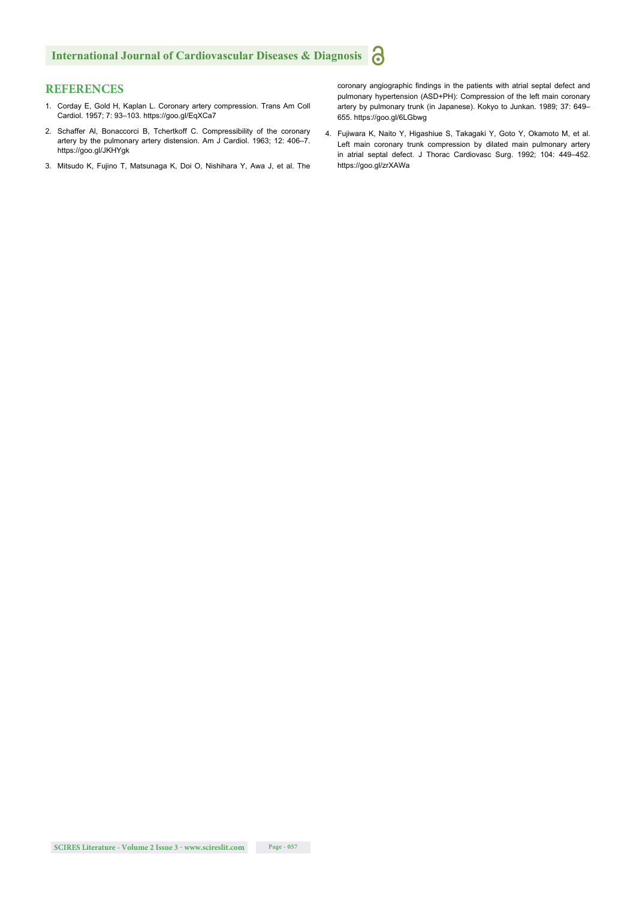## REFERENCES

1. Corday E, Gold H, Kaplan L. Coronary artery compression. Trans Am Coll Cardiol. 1957; 7: 93–103. https://goo.gl/EqXCa7
2. Schaffer Al, Bonaccorci B, Tchertkoff C. Compressibility of the coronary artery by the pulmonary artery distension. Am J Cardiol. 1963; 12: 406–7. https://goo.gl/JKHYgk
3. Mitsudo K, Fujino T, Matsunaga K, Doi O, Nishihara Y, Awa J, et al. The coronary angiographic findings in the patients with atrial septal defect and pulmonary hypertension (ASD+PH): Compression of the left main coronary artery by pulmonary trunk (in Japanese). Kokyo to Junkan. 1989; 37: 649–655. https://goo.gl/6LGbwg
4. Fujiwara K, Naito Y, Higashiue S, Takagaki Y, Goto Y, Okamoto M, et al. Left main coronary trunk compression by dilated main pulmonary artery in atrial septal defect. J Thorac Cardiovasc Surg. 1992; 104: 449–452. https://goo.gl/zrXAWa